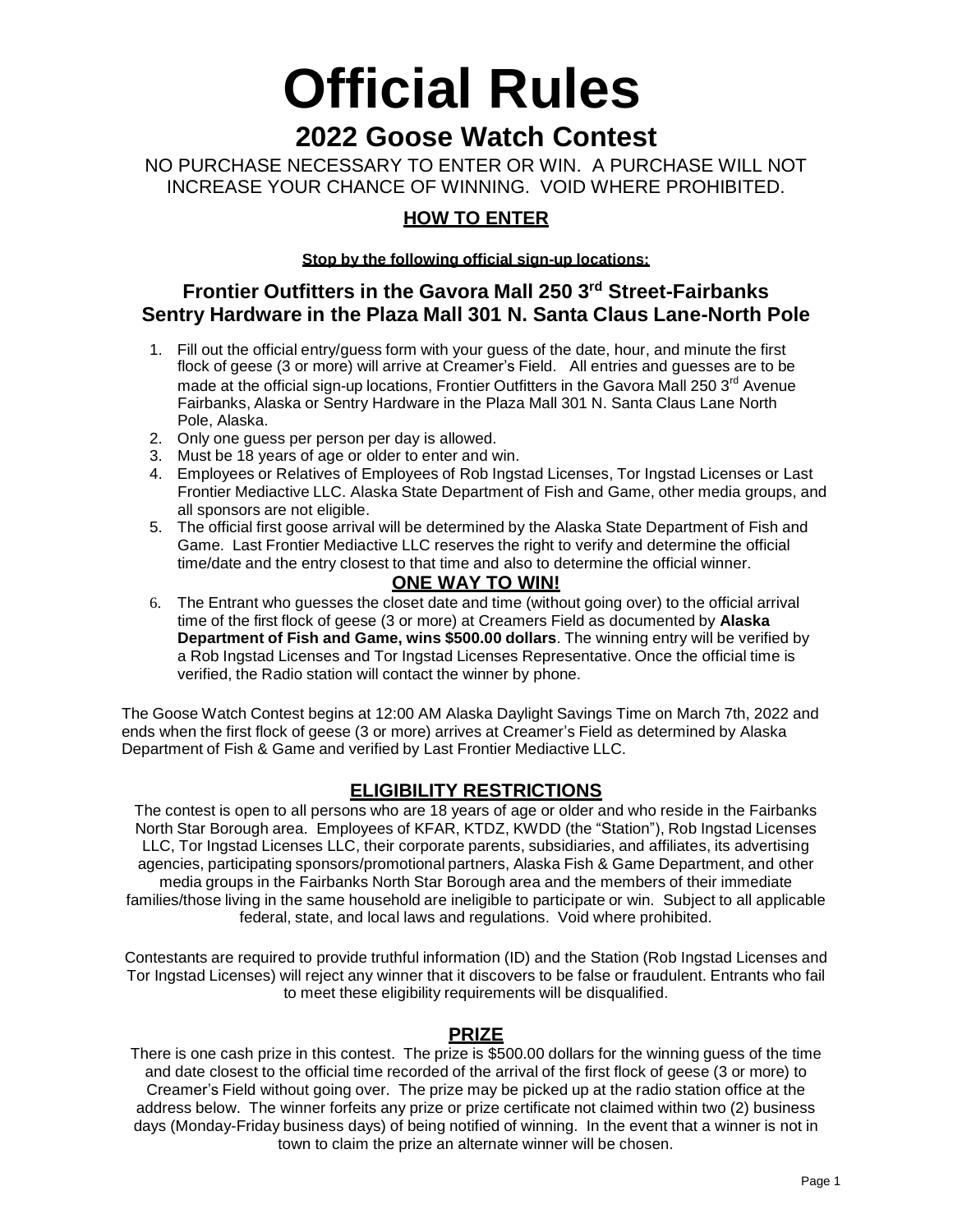# Official Rules

## 2022 Goose Watch Contest

NO PURCHASE NECESSARY TO ENTER OR WIN. A PURCHASE WILL NOT INCREASE YOUR CHANCE OF WINNING. VOID WHERE PROHIBITED.

### HOW TO ENTER

**Stop by the following official sign-up locations:**

### Frontier Outfitters in the Gavora Mall 250 3rd Street-Fairbanks
### Sentry Hardware in the Plaza Mall 301 N. Santa Claus Lane-North Pole

1. Fill out the official entry/guess form with your guess of the date, hour, and minute the first flock of geese (3 or more) will arrive at Creamer's Field. All entries and guesses are to be made at the official sign-up locations, Frontier Outfitters in the Gavora Mall 250 3rd Avenue Fairbanks, Alaska or Sentry Hardware in the Plaza Mall 301 N. Santa Claus Lane North Pole, Alaska.
2. Only one guess per person per day is allowed.
3. Must be 18 years of age or older to enter and win.
4. Employees or Relatives of Employees of Rob Ingstad Licenses, Tor Ingstad Licenses or Last Frontier Mediactive LLC. Alaska State Department of Fish and Game, other media groups, and all sponsors are not eligible.
5. The official first goose arrival will be determined by the Alaska State Department of Fish and Game. Last Frontier Mediactive LLC reserves the right to verify and determine the official time/date and the entry closest to that time and also to determine the official winner.

### ONE WAY TO WIN!

6. The Entrant who guesses the closet date and time (without going over) to the official arrival time of the first flock of geese (3 or more) at Creamers Field as documented by **Alaska Department of Fish and Game, wins $500.00 dollars**. The winning entry will be verified by a Rob Ingstad Licenses and Tor Ingstad Licenses Representative. Once the official time is verified, the Radio station will contact the winner by phone.

The Goose Watch Contest begins at 12:00 AM Alaska Daylight Savings Time on March 7th, 2022 and ends when the first flock of geese (3 or more) arrives at Creamer's Field as determined by Alaska Department of Fish & Game and verified by Last Frontier Mediactive LLC.

### ELIGIBILITY RESTRICTIONS

The contest is open to all persons who are 18 years of age or older and who reside in the Fairbanks North Star Borough area. Employees of KFAR, KTDZ, KWDD (the "Station"), Rob Ingstad Licenses LLC, Tor Ingstad Licenses LLC, their corporate parents, subsidiaries, and affiliates, its advertising agencies, participating sponsors/promotional partners, Alaska Fish & Game Department, and other media groups in the Fairbanks North Star Borough area and the members of their immediate families/those living in the same household are ineligible to participate or win. Subject to all applicable federal, state, and local laws and regulations. Void where prohibited.

Contestants are required to provide truthful information (ID) and the Station (Rob Ingstad Licenses and Tor Ingstad Licenses) will reject any winner that it discovers to be false or fraudulent. Entrants who fail to meet these eligibility requirements will be disqualified.

### PRIZE

There is one cash prize in this contest. The prize is $500.00 dollars for the winning guess of the time and date closest to the official time recorded of the arrival of the first flock of geese (3 or more) to Creamer's Field without going over. The prize may be picked up at the radio station office at the address below. The winner forfeits any prize or prize certificate not claimed within two (2) business days (Monday-Friday business days) of being notified of winning. In the event that a winner is not in town to claim the prize an alternate winner will be chosen.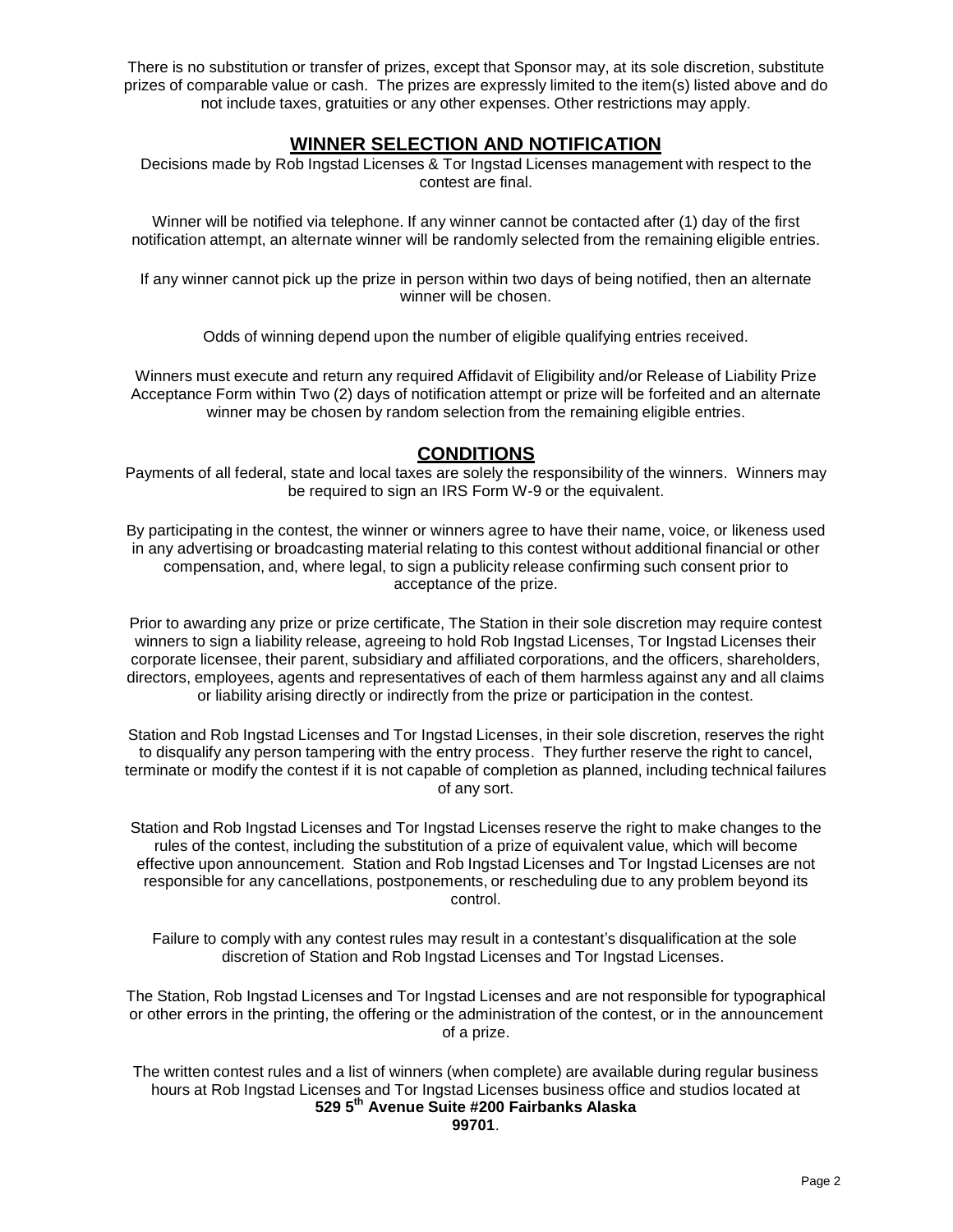There is no substitution or transfer of prizes, except that Sponsor may, at its sole discretion, substitute prizes of comparable value or cash. The prizes are expressly limited to the item(s) listed above and do not include taxes, gratuities or any other expenses. Other restrictions may apply.

## WINNER SELECTION AND NOTIFICATION

Decisions made by Rob Ingstad Licenses & Tor Ingstad Licenses management with respect to the contest are final.

Winner will be notified via telephone. If any winner cannot be contacted after (1) day of the first notification attempt, an alternate winner will be randomly selected from the remaining eligible entries.

If any winner cannot pick up the prize in person within two days of being notified, then an alternate winner will be chosen.

Odds of winning depend upon the number of eligible qualifying entries received.

Winners must execute and return any required Affidavit of Eligibility and/or Release of Liability Prize Acceptance Form within Two (2) days of notification attempt or prize will be forfeited and an alternate winner may be chosen by random selection from the remaining eligible entries.

## CONDITIONS

Payments of all federal, state and local taxes are solely the responsibility of the winners. Winners may be required to sign an IRS Form W-9 or the equivalent.

By participating in the contest, the winner or winners agree to have their name, voice, or likeness used in any advertising or broadcasting material relating to this contest without additional financial or other compensation, and, where legal, to sign a publicity release confirming such consent prior to acceptance of the prize.

Prior to awarding any prize or prize certificate, The Station in their sole discretion may require contest winners to sign a liability release, agreeing to hold Rob Ingstad Licenses, Tor Ingstad Licenses their corporate licensee, their parent, subsidiary and affiliated corporations, and the officers, shareholders, directors, employees, agents and representatives of each of them harmless against any and all claims or liability arising directly or indirectly from the prize or participation in the contest.

Station and Rob Ingstad Licenses and Tor Ingstad Licenses, in their sole discretion, reserves the right to disqualify any person tampering with the entry process. They further reserve the right to cancel, terminate or modify the contest if it is not capable of completion as planned, including technical failures of any sort.

Station and Rob Ingstad Licenses and Tor Ingstad Licenses reserve the right to make changes to the rules of the contest, including the substitution of a prize of equivalent value, which will become effective upon announcement. Station and Rob Ingstad Licenses and Tor Ingstad Licenses are not responsible for any cancellations, postponements, or rescheduling due to any problem beyond its control.

Failure to comply with any contest rules may result in a contestant's disqualification at the sole discretion of Station and Rob Ingstad Licenses and Tor Ingstad Licenses.

The Station, Rob Ingstad Licenses and Tor Ingstad Licenses and are not responsible for typographical or other errors in the printing, the offering or the administration of the contest, or in the announcement of a prize.

The written contest rules and a list of winners (when complete) are available during regular business hours at Rob Ingstad Licenses and Tor Ingstad Licenses business office and studios located at **529 5th Avenue Suite #200 Fairbanks Alaska 99701**.